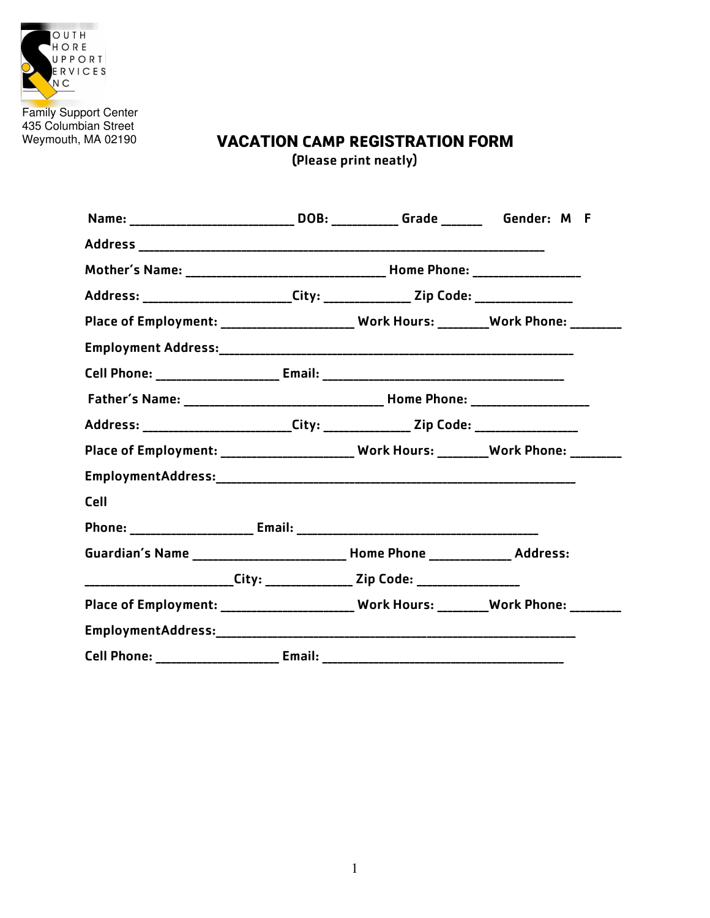SOUTH SHORE SUPPORT SERVICES INC

Family Support Center
435 Columbian Street
Weymouth, MA 02190

# VACATION CAMP REGISTRATION FORM

(Please print neatly)

**Name:** ________________________ **DOB:** __________ **Grade** ______ **Gender:** M F

**Address** ____________________________________________________________

**Mother's Name:** ______________________________ **Home Phone:** ________________

**Address:** ______________________**City:** _____________ **Zip Code:** ______________

**Place of Employment:** ___________________ **Work Hours:** _______**Work Phone:** _______

**Employment Address:**____________________________________________________

**Cell Phone:** __________________ **Email:** ___________________________________

**Father's Name:** ______________________________ **Home Phone:** _________________

**Address:** ______________________**City:** _____________ **Zip Code:** _______________

**Place of Employment:** ___________________ **Work Hours:** _______**Work Phone:** _______

**EmploymentAddress:**____________________________________________________

**Cell**

**Phone:** __________________ **Email:** ___________________________________

**Guardian's Name** ______________________ **Home Phone** ____________ **Address:**

______________________**City:** _____________ **Zip Code:** _______________

**Place of Employment:** ___________________ **Work Hours:** _______**Work Phone:** _______

**EmploymentAddress:**____________________________________________________

**Cell Phone:** __________________ **Email:** ___________________________________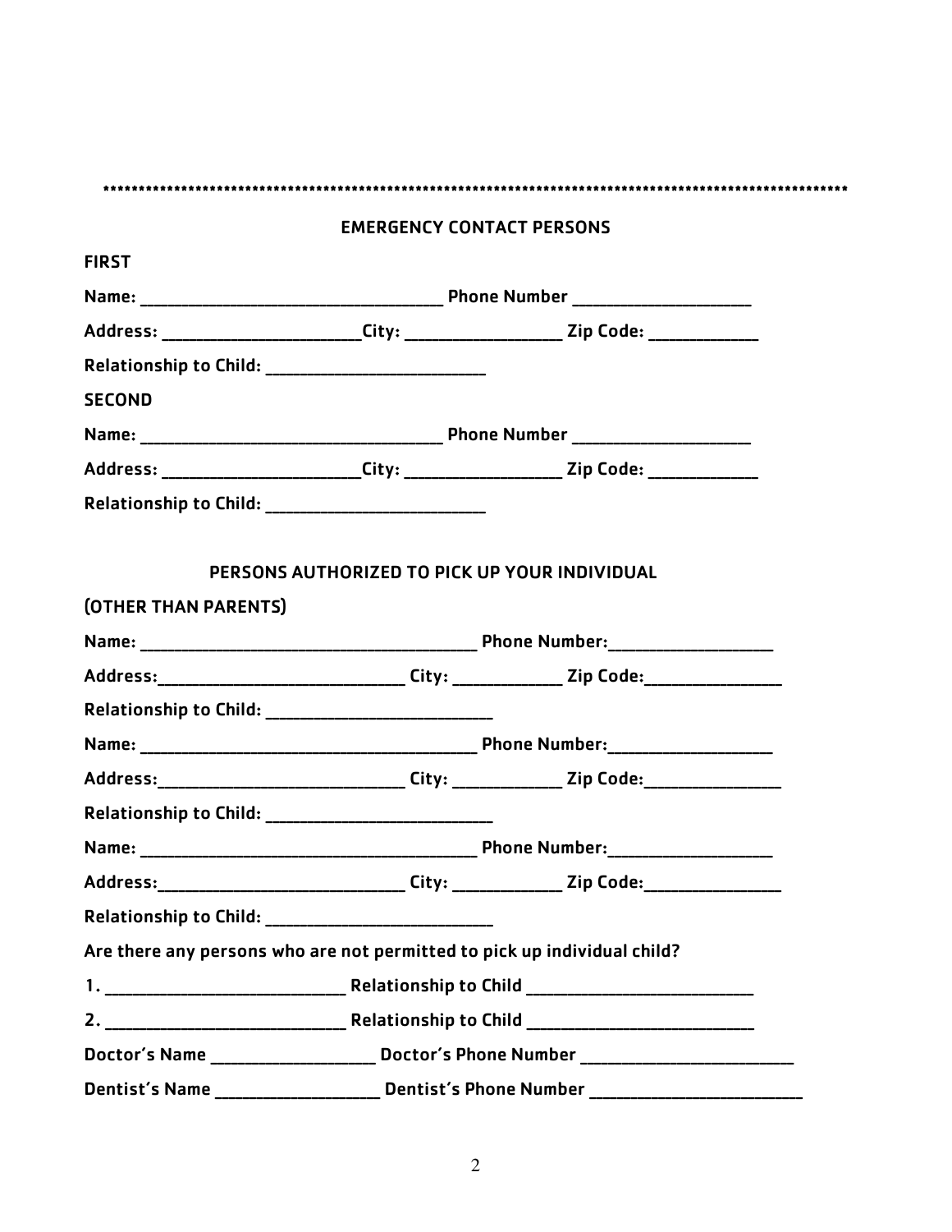****************************************************************************************************

## EMERGENCY CONTACT PERSONS

**FIRST**

**Name:** ______________________________ **Phone Number** __________________

**Address:** ____________________**City:** ________________ **Zip Code:** ___________

**Relationship to Child:** ______________________

**SECOND**

**Name:** ______________________________ **Phone Number** __________________

**Address:** ____________________**City:** ________________ **Zip Code:** ___________

**Relationship to Child:** ______________________

## PERSONS AUTHORIZED TO PICK UP YOUR INDIVIDUAL

**(OTHER THAN PARENTS)**

**Name:** __________________________________ **Phone Number:**_________________

**Address:**__________________________ **City:** ___________ **Zip Code:**______________

**Relationship to Child:** ______________________

**Name:** __________________________________ **Phone Number:**_________________

**Address:**__________________________ **City:** ___________ **Zip Code:**______________

**Relationship to Child:** ______________________

**Name:** __________________________________ **Phone Number:**_________________

**Address:**__________________________ **City:** ___________ **Zip Code:**______________

**Relationship to Child:** ______________________

**Are there any persons who are not permitted to pick up individual child?**

**1.** ________________________ **Relationship to Child** _______________________

**2.** ________________________ **Relationship to Child** _______________________

**Doctor's Name** _________________ **Doctor's Phone Number** ______________________

**Dentist's Name** _________________ **Dentist's Phone Number** ______________________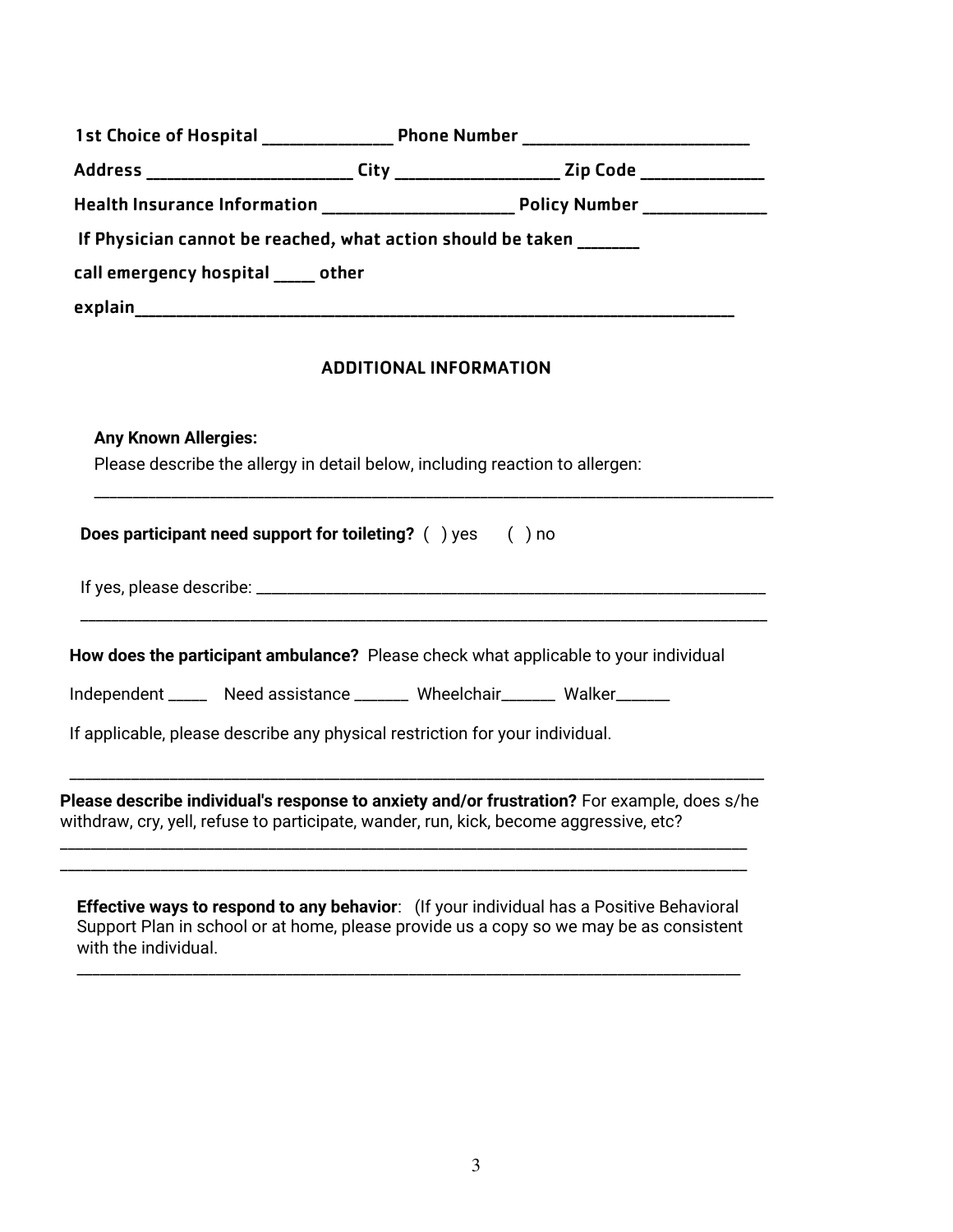**1st Choice of Hospital** _______________ **Phone Number** ___________________________

**Address** ________________________ **City** __________________ **Zip Code** ______________

**Health Insurance Information** ______________________ **Policy Number** ______________

**If Physician cannot be reached, what action should be taken** _______

**call emergency hospital** _____ **other**

**explain**_______________________________________________________________________

## ADDITIONAL INFORMATION

**Any Known Allergies:**

Please describe the allergy in detail below, including reaction to allergen:

_______________________________________________________________________________

**Does participant need support for toileting?** ( ) yes ( ) no

If yes, please describe: _____________________________________________________________

_______________________________________________________________________________

**How does the participant ambulance?** Please check what applicable to your individual

Independent _____ Need assistance _______ Wheelchair_______ Walker_______

If applicable, please describe any physical restriction for your individual.

_______________________________________________________________________________

**Please describe individual's response to anxiety and/or frustration?** For example, does s/he withdraw, cry, yell, refuse to participate, wander, run, kick, become aggressive, etc?

_______________________________________________________________________________

_______________________________________________________________________________

**Effective ways to respond to any behavior**: (If your individual has a Positive Behavioral Support Plan in school or at home, please provide us a copy so we may be as consistent with the individual.

_______________________________________________________________________________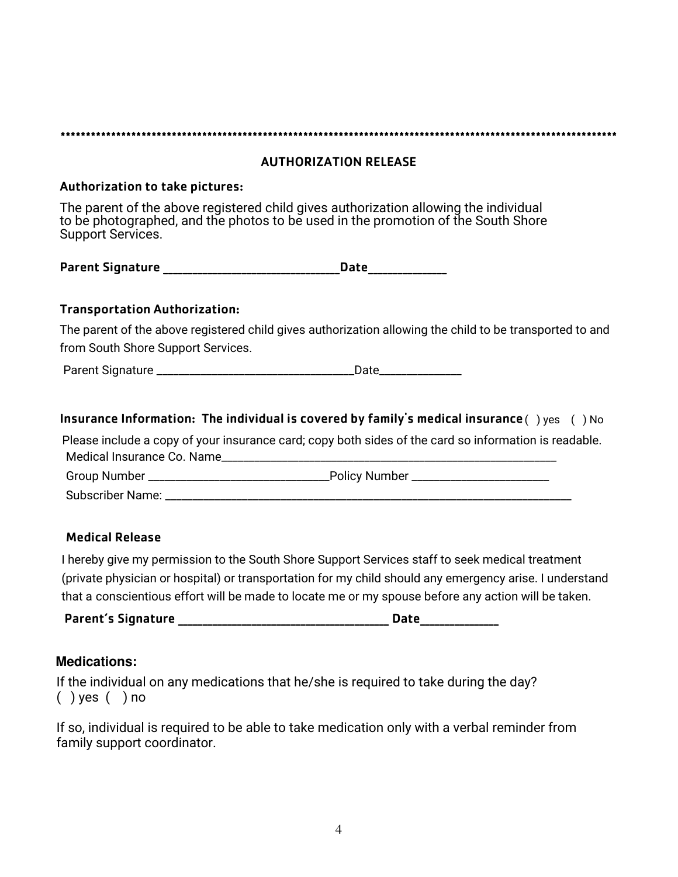**************************************************************************************************************

## AUTHORIZATION RELEASE

**Authorization to take pictures:**

The parent of the above registered child gives authorization allowing the individual to be photographed, and the photos to be used in the promotion of the South Shore Support Services.

**Parent Signature ______________________________Date_____________**

**Transportation Authorization:**

The parent of the above registered child gives authorization allowing the child to be transported to and from South Shore Support Services.

Parent Signature _________________________________Date______________

**Insurance Information: The individual is covered by family's medical insurance** ( ) yes ( ) No

Please include a copy of your insurance card; copy both sides of the card so information is readable.

Medical Insurance Co. Name___________________________________________________________

Group Number ______________________________Policy Number _______________________

Subscriber Name: _____________________________________________________________________

**Medical Release**

I hereby give my permission to the South Shore Support Services staff to seek medical treatment (private physician or hospital) or transportation for my child should any emergency arise. I understand that a conscientious effort will be made to locate me or my spouse before any action will be taken.

**Parent's Signature ____________________________________ Date_____________**

**Medications:**

If the individual on any medications that he/she is required to take during the day?
( ) yes ( ) no

If so, individual is required to be able to take medication only with a verbal reminder from family support coordinator.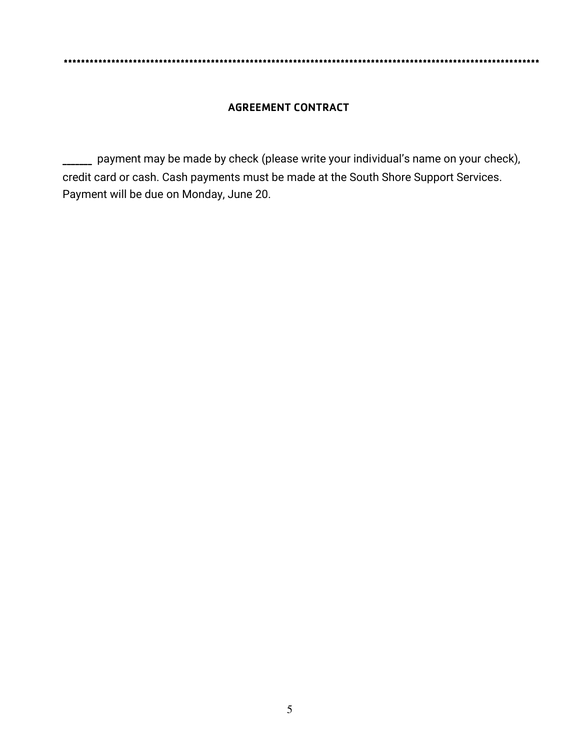*************************************************************************************************************

## AGREEMENT CONTRACT

______ payment may be made by check (please write your individual's name on your check), credit card or cash. Cash payments must be made at the South Shore Support Services. Payment will be due on Monday, June 20.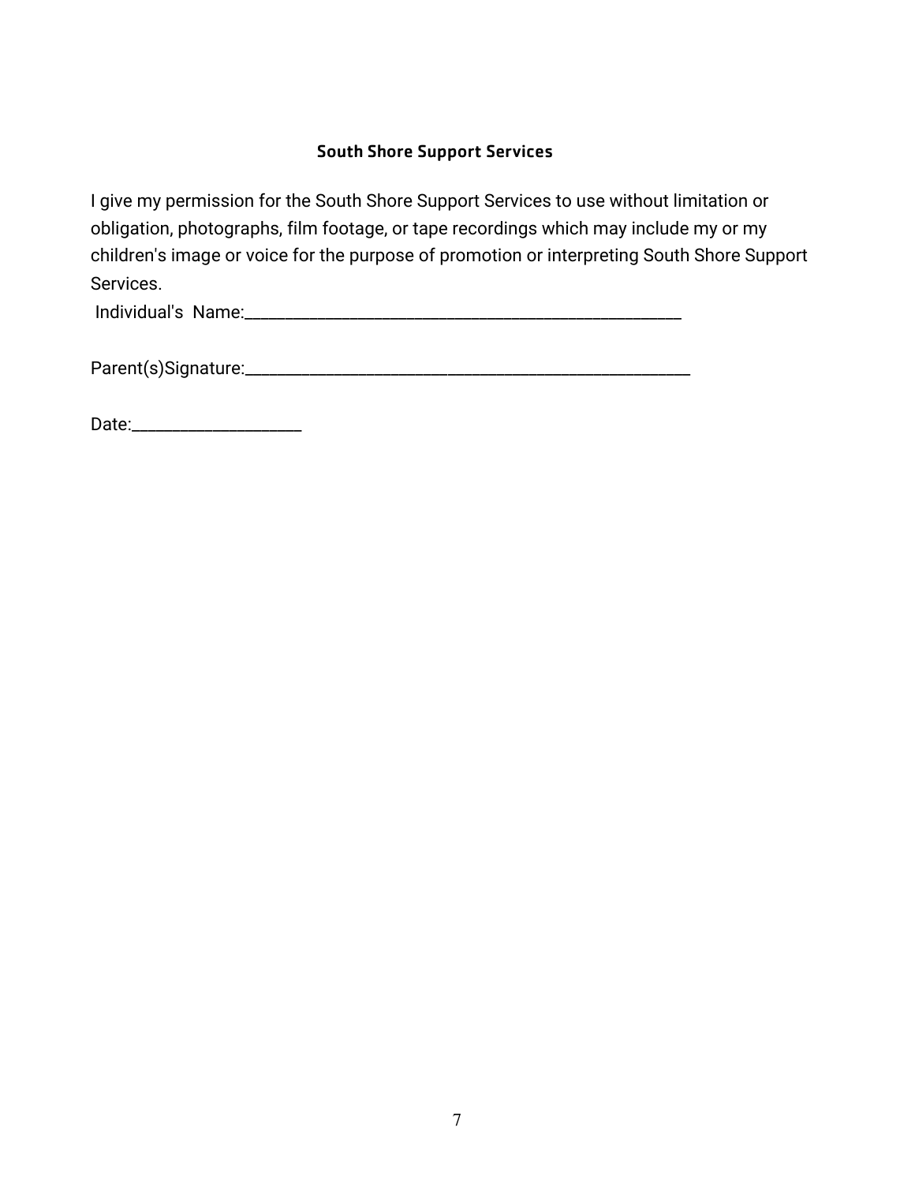## South Shore Support Services

I give my permission for the South Shore Support Services to use without limitation or obligation, photographs, film footage, or tape recordings which may include my or my children's image or voice for the purpose of promotion or interpreting South Shore Support Services.

Individual's Name:____________________________________________

Parent(s)Signature:____________________________________________

Date:________________